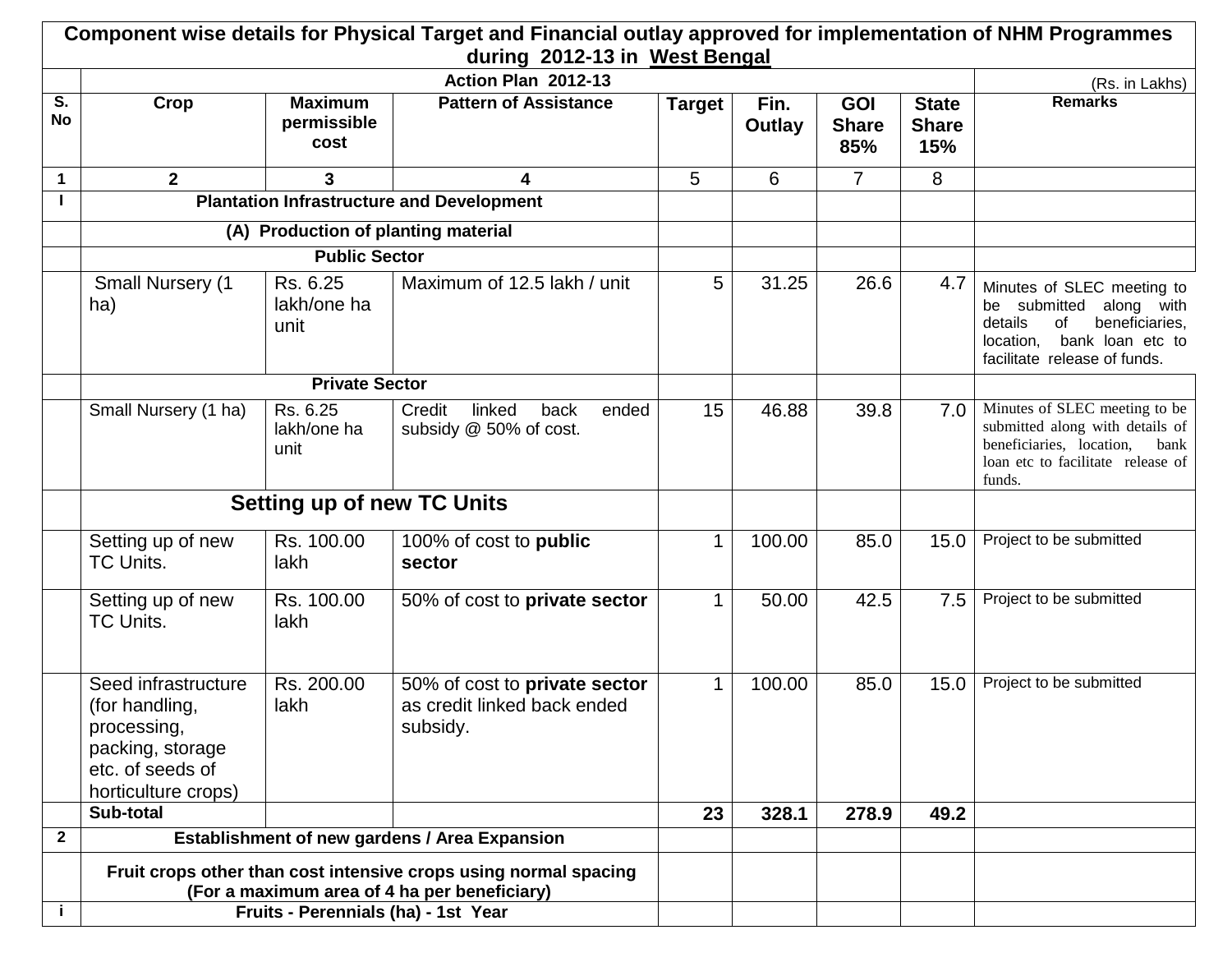| Component wise details for Physical Target and Financial outlay approved for implementation of NHM Programmes during 2012-13 in West Bengal | | | | | | | | |
|---|---|---|---|---|---|---|---|---|
| | Action Plan 2012-13 | | | | | | | (Rs. in Lakhs) |
| S. No | Crop | Maximum permissible cost | Pattern of Assistance | Target | Fin. Outlay | GOI Share 85% | State Share 15% | Remarks |
| 1 | 2 | 3 | 4 | 5 | 6 | 7 | 8 | |
| I | Plantation Infrastructure and Development | | | | | | | |
| | (A) Production of planting material | | | | | | | |
| | Public Sector | | | | | | | |
| | Small Nursery (1 ha) | Rs. 6.25 lakh/one ha unit | Maximum of 12.5 lakh / unit | 5 | 31.25 | 26.6 | 4.7 | Minutes of SLEC meeting to be submitted along with details of beneficiaries, location, bank loan etc to facilitate release of funds. |
| | Private Sector | | | | | | | |
| | Small Nursery (1 ha) | Rs. 6.25 lakh/one ha unit | Credit linked back ended subsidy @ 50% of cost. | 15 | 46.88 | 39.8 | 7.0 | Minutes of SLEC meeting to be submitted along with details of beneficiaries, location, bank loan etc to facilitate release of funds. |
| | **Setting up of new TC Units** | | | | | | | |
| | Setting up of new TC Units. | Rs. 100.00 lakh | 100% of cost to **public sector** | 1 | 100.00 | 85.0 | 15.0 | Project to be submitted |
| | Setting up of new TC Units. | Rs. 100.00 lakh | 50% of cost to **private sector** | 1 | 50.00 | 42.5 | 7.5 | Project to be submitted |
| | Seed infrastructure (for handling, processing, packing, storage etc. of seeds of horticulture crops) | Rs. 200.00 lakh | 50% of cost to **private sector** as credit linked back ended subsidy. | 1 | 100.00 | 85.0 | 15.0 | Project to be submitted |
| | **Sub-total** | | | **23** | **328.1** | **278.9** | **49.2** | |
| 2 | Establishment of new gardens / Area Expansion | | | | | | | |
| | Fruit crops other than cost intensive crops using normal spacing (For a maximum area of 4 ha per beneficiary) | | | | | | | |
| i | Fruits - Perennials (ha) - 1st Year | | | | | | | |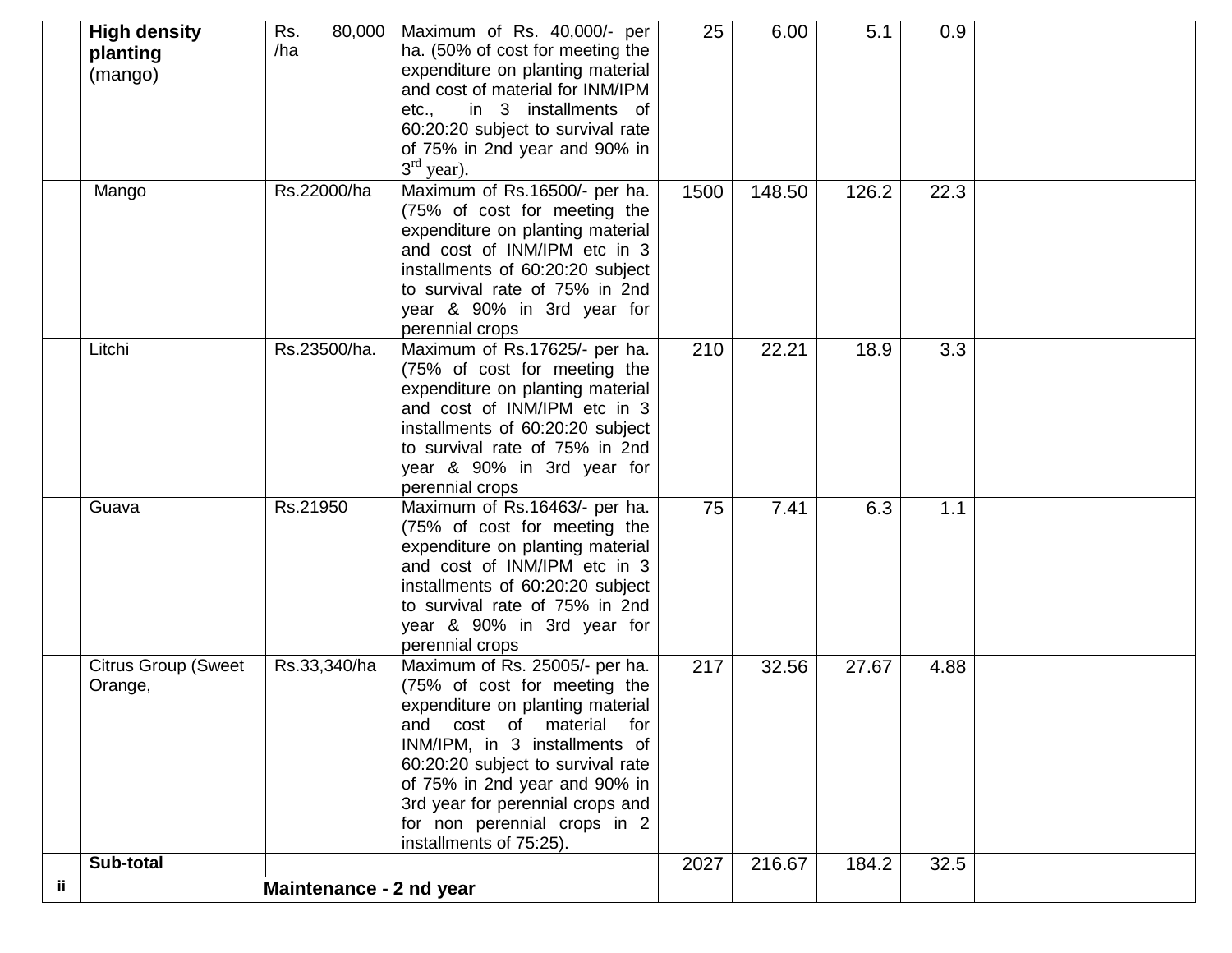|  |  |  |  |  |  |  |  |  |
|---|---|---|---|---|---|---|---|---|
|  | **High density planting** (mango) | Rs. 80,000 /ha | Maximum of Rs. 40,000/- per ha. (50% of cost for meeting the expenditure on planting material and cost of material for INM/IPM etc., in 3 installments of 60:20:20 subject to survival rate of 75% in 2nd year and 90% in 3rd year). | 25 | 6.00 | 5.1 | 0.9 |  |
|  | Mango | Rs.22000/ha | Maximum of Rs.16500/- per ha. (75% of cost for meeting the expenditure on planting material and cost of INM/IPM etc in 3 installments of 60:20:20 subject to survival rate of 75% in 2nd year & 90% in 3rd year for perennial crops | 1500 | 148.50 | 126.2 | 22.3 |  |
|  | Litchi | Rs.23500/ha. | Maximum of Rs.17625/- per ha. (75% of cost for meeting the expenditure on planting material and cost of INM/IPM etc in 3 installments of 60:20:20 subject to survival rate of 75% in 2nd year & 90% in 3rd year for perennial crops | 210 | 22.21 | 18.9 | 3.3 |  |
|  | Guava | Rs.21950 | Maximum of Rs.16463/- per ha. (75% of cost for meeting the expenditure on planting material and cost of INM/IPM etc in 3 installments of 60:20:20 subject to survival rate of 75% in 2nd year & 90% in 3rd year for perennial crops | 75 | 7.41 | 6.3 | 1.1 |  |
|  | Citrus Group (Sweet Orange, | Rs.33,340/ha | Maximum of Rs. 25005/- per ha. (75% of cost for meeting the expenditure on planting material and cost of material for INM/IPM, in 3 installments of 60:20:20 subject to survival rate of 75% in 2nd year and 90% in 3rd year for perennial crops and for non perennial crops in 2 installments of 75:25). | 217 | 32.56 | 27.67 | 4.88 |  |
|  | **Sub-total** |  |  | 2027 | 216.67 | 184.2 | 32.5 |  |
| **ii** | **Maintenance - 2 nd year** |  |  |  |  |  |  |  |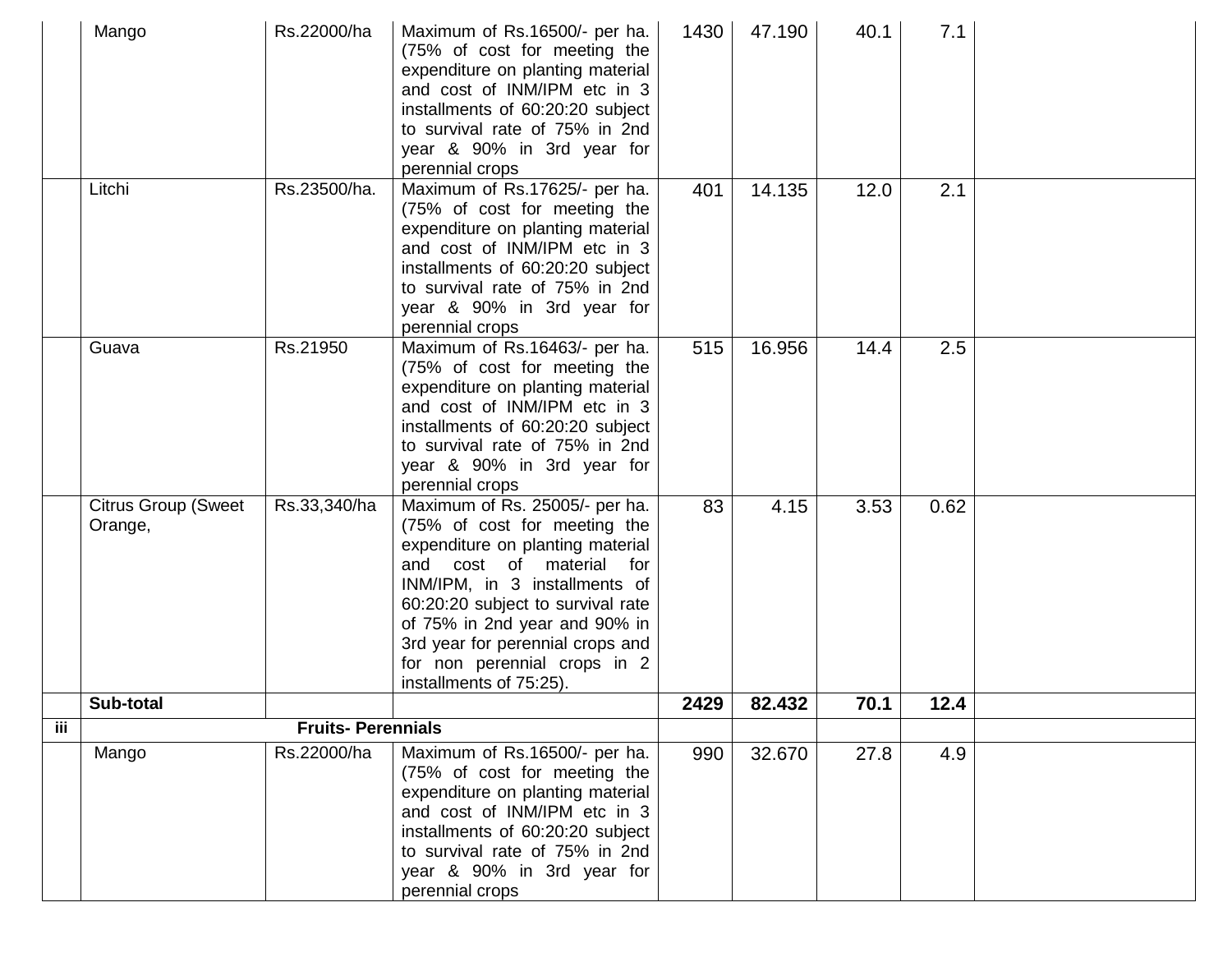| | | | | | | | | |
|---|---|---|---|---|---|---|---|---|
| | Mango | Rs.22000/ha | Maximum of Rs.16500/- per ha. (75% of cost for meeting the expenditure on planting material and cost of INM/IPM etc in 3 installments of 60:20:20 subject to survival rate of 75% in 2nd year & 90% in 3rd year for perennial crops | 1430 | 47.190 | 40.1 | 7.1 | |
| | Litchi | Rs.23500/ha. | Maximum of Rs.17625/- per ha. (75% of cost for meeting the expenditure on planting material and cost of INM/IPM etc in 3 installments of 60:20:20 subject to survival rate of 75% in 2nd year & 90% in 3rd year for perennial crops | 401 | 14.135 | 12.0 | 2.1 | |
| | Guava | Rs.21950 | Maximum of Rs.16463/- per ha. (75% of cost for meeting the expenditure on planting material and cost of INM/IPM etc in 3 installments of 60:20:20 subject to survival rate of 75% in 2nd year & 90% in 3rd year for perennial crops | 515 | 16.956 | 14.4 | 2.5 | |
| | Citrus Group (Sweet Orange, | Rs.33,340/ha | Maximum of Rs. 25005/- per ha. (75% of cost for meeting the expenditure on planting material and cost of material for INM/IPM, in 3 installments of 60:20:20 subject to survival rate of 75% in 2nd year and 90% in 3rd year for perennial crops and for non perennial crops in 2 installments of 75:25). | 83 | 4.15 | 3.53 | 0.62 | |
| | **Sub-total** | | | **2429** | **82.432** | **70.1** | **12.4** | |
| **iii** | **Fruits- Perennials** | | | | | | | |
| | Mango | Rs.22000/ha | Maximum of Rs.16500/- per ha. (75% of cost for meeting the expenditure on planting material and cost of INM/IPM etc in 3 installments of 60:20:20 subject to survival rate of 75% in 2nd year & 90% in 3rd year for perennial crops | 990 | 32.670 | 27.8 | 4.9 | |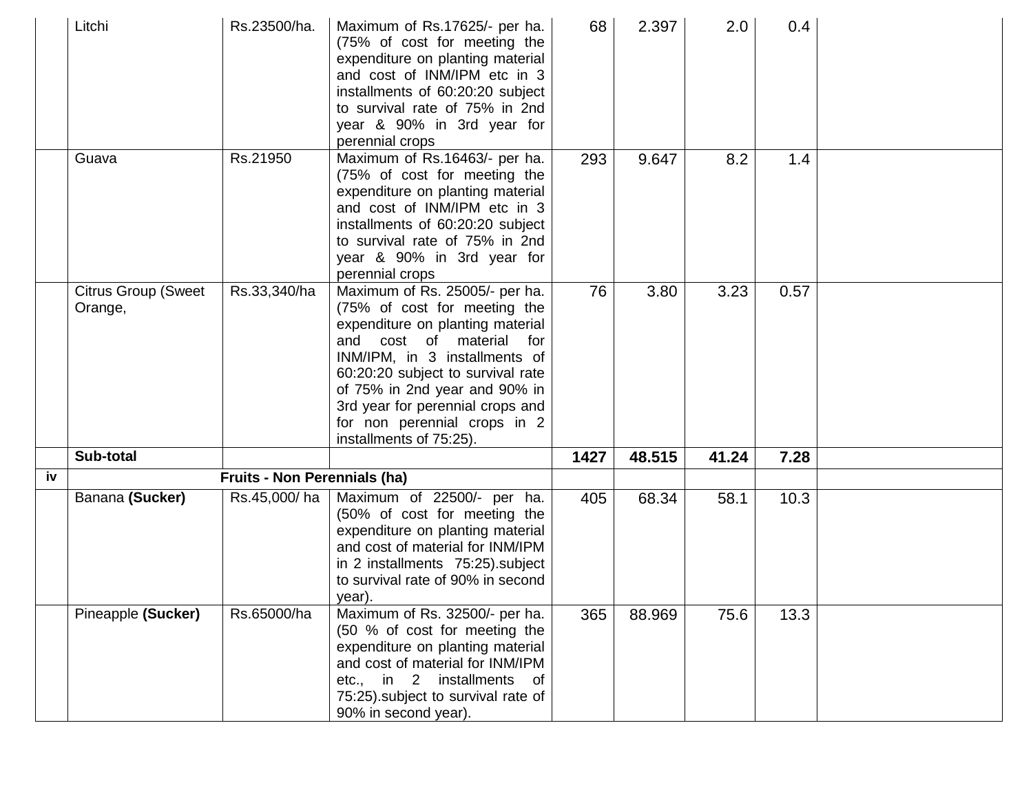| | | | | | | | | |
|---|---|---|---|---|---|---|---|---|
| | Litchi | Rs.23500/ha. | Maximum of Rs.17625/- per ha. (75% of cost for meeting the expenditure on planting material and cost of INM/IPM etc in 3 installments of 60:20:20 subject to survival rate of 75% in 2nd year & 90% in 3rd year for perennial crops | 68 | 2.397 | 2.0 | 0.4 | |
| | Guava | Rs.21950 | Maximum of Rs.16463/- per ha. (75% of cost for meeting the expenditure on planting material and cost of INM/IPM etc in 3 installments of 60:20:20 subject to survival rate of 75% in 2nd year & 90% in 3rd year for perennial crops | 293 | 9.647 | 8.2 | 1.4 | |
| | Citrus Group (Sweet Orange, | Rs.33,340/ha | Maximum of Rs. 25005/- per ha. (75% of cost for meeting the expenditure on planting material and cost of material for INM/IPM, in 3 installments of 60:20:20 subject to survival rate of 75% in 2nd year and 90% in 3rd year for perennial crops and for non perennial crops in 2 installments of 75:25). | 76 | 3.80 | 3.23 | 0.57 | |
| | **Sub-total** | | | **1427** | **48.515** | **41.24** | **7.28** | |
| **iv** | **Fruits - Non Perennials (ha)** | | | | | | | |
| | Banana **(Sucker)** | Rs.45,000/ ha | Maximum of 22500/- per ha. (50% of cost for meeting the expenditure on planting material and cost of material for INM/IPM in 2 installments 75:25).subject to survival rate of 90% in second year). | 405 | 68.34 | 58.1 | 10.3 | |
| | Pineapple **(Sucker)** | Rs.65000/ha | Maximum of Rs. 32500/- per ha. (50 % of cost for meeting the expenditure on planting material and cost of material for INM/IPM etc., in 2 installments of 75:25).subject to survival rate of 90% in second year). | 365 | 88.969 | 75.6 | 13.3 | |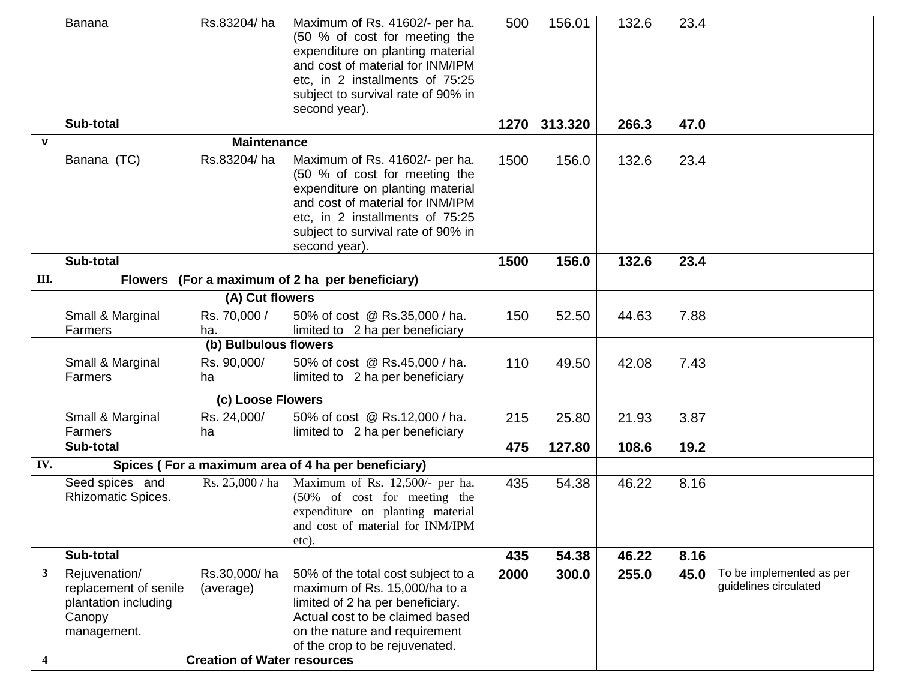| | | | | | | | | |
|---|---|---|---|---|---|---|---|---|
| | Banana | Rs.83204/ ha | Maximum of Rs. 41602/- per ha. (50 % of cost for meeting the expenditure on planting material and cost of material for INM/IPM etc, in 2 installments of 75:25 subject to survival rate of 90% in second year). | 500 | 156.01 | 132.6 | 23.4 | |
| | **Sub-total** | | | **1270** | **313.320** | **266.3** | **47.0** | |
| **v** | **Maintenance** | | | | | | | |
| | Banana (TC) | Rs.83204/ ha | Maximum of Rs. 41602/- per ha. (50 % of cost for meeting the expenditure on planting material and cost of material for INM/IPM etc, in 2 installments of 75:25 subject to survival rate of 90% in second year). | 1500 | 156.0 | 132.6 | 23.4 | |
| | **Sub-total** | | | **1500** | **156.0** | **132.6** | **23.4** | |
| **III.** | **Flowers (For a maximum of 2 ha per beneficiary)** | | | | | | | |
| | **(A) Cut flowers** | | | | | | | |
| | Small & Marginal Farmers | Rs. 70,000 / ha. | 50% of cost @ Rs.35,000 / ha. limited to 2 ha per beneficiary | 150 | 52.50 | 44.63 | 7.88 | |
| | **(b) Bulbulous flowers** | | | | | | | |
| | Small & Marginal Farmers | Rs. 90,000/ ha | 50% of cost @ Rs.45,000 / ha. limited to 2 ha per beneficiary | 110 | 49.50 | 42.08 | 7.43 | |
| | **(c) Loose Flowers** | | | | | | | |
| | Small & Marginal Farmers | Rs. 24,000/ ha | 50% of cost @ Rs.12,000 / ha. limited to 2 ha per beneficiary | 215 | 25.80 | 21.93 | 3.87 | |
| | **Sub-total** | | | **475** | **127.80** | **108.6** | **19.2** | |
| **IV.** | **Spices ( For a maximum area of 4 ha per beneficiary)** | | | | | | | |
| | Seed spices and Rhizomatic Spices. | Rs. 25,000 / ha | Maximum of Rs. 12,500/- per ha. (50% of cost for meeting the expenditure on planting material and cost of material for INM/IPM etc). | 435 | 54.38 | 46.22 | 8.16 | |
| | **Sub-total** | | | **435** | **54.38** | **46.22** | **8.16** | |
| **3** | Rejuvenation/ replacement of senile plantation including Canopy management. | Rs.30,000/ ha (average) | 50% of the total cost subject to a maximum of Rs. 15,000/ha to a limited of 2 ha per beneficiary. Actual cost to be claimed based on the nature and requirement of the crop to be rejuvenated. | **2000** | **300.0** | **255.0** | **45.0** | To be implemented as per guidelines circulated |
| **4** | **Creation of Water resources** | | | | | | | |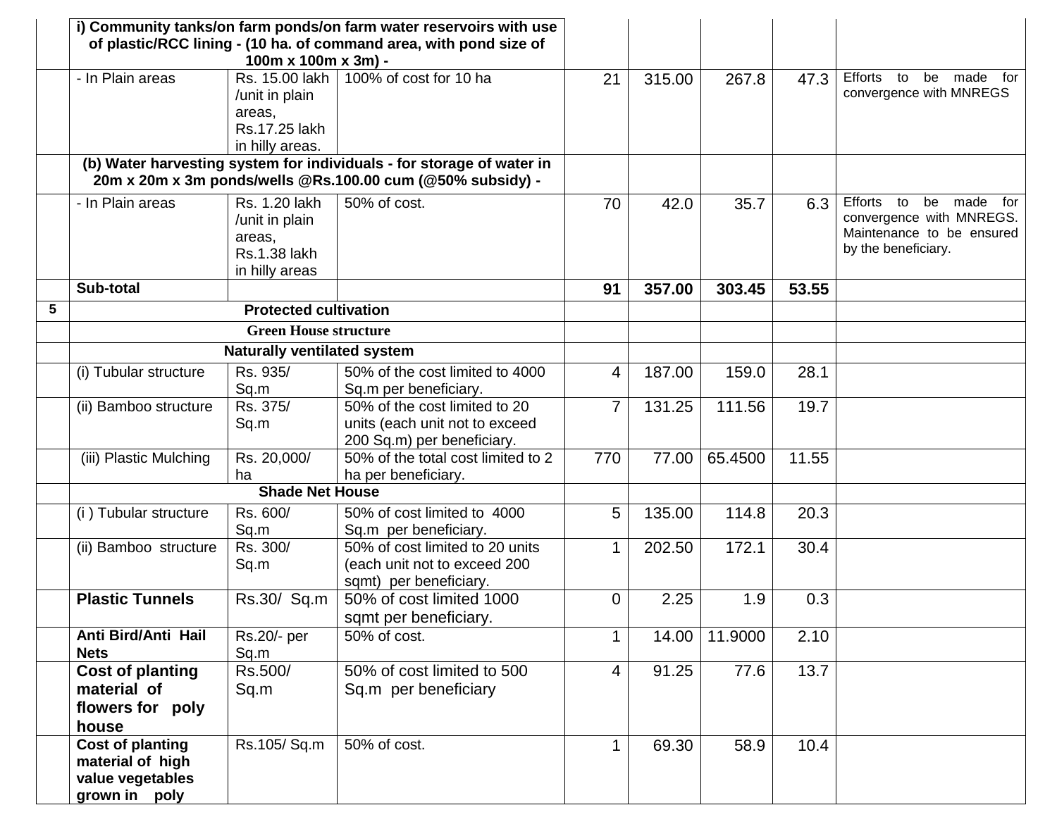| | | | | | | | | |
|---|---|---|---|---|---|---|---|---|
| | **i) Community tanks/on farm ponds/on farm water reservoirs with use of plastic/RCC lining - (10 ha. of command area, with pond size of 100m x 100m x 3m) -** | | | | | | | |
| | - In Plain areas | Rs. 15.00 lakh /unit in plain areas, Rs.17.25 lakh in hilly areas. | 100% of cost for 10 ha | 21 | 315.00 | 267.8 | 47.3 | Efforts to be made for convergence with MNREGS |
| | **(b) Water harvesting system for individuals - for storage of water in 20m x 20m x 3m ponds/wells @Rs.100.00 cum (@50% subsidy) -** | | | | | | | |
| | - In Plain areas | Rs. 1.20 lakh /unit in plain areas, Rs.1.38 lakh in hilly areas | 50% of cost. | 70 | 42.0 | 35.7 | 6.3 | Efforts to be made for convergence with MNREGS. Maintenance to be ensured by the beneficiary. |
| | **Sub-total** | | | **91** | **357.00** | **303.45** | **53.55** | |
| **5** | **Protected cultivation** | | | | | | | |
| | **Green House structure** | | | | | | | |
| | **Naturally ventilated system** | | | | | | | |
| | (i) Tubular structure | Rs. 935/ Sq.m | 50% of the cost limited to 4000 Sq.m per beneficiary. | 4 | 187.00 | 159.0 | 28.1 | |
| | (ii) Bamboo structure | Rs. 375/ Sq.m | 50% of the cost limited to 20 units (each unit not to exceed 200 Sq.m) per beneficiary. | 7 | 131.25 | 111.56 | 19.7 | |
| | (iii) Plastic Mulching | Rs. 20,000/ ha | 50% of the total cost limited to 2 ha per beneficiary. | 770 | 77.00 | 65.4500 | 11.55 | |
| | **Shade Net House** | | | | | | | |
| | (i ) Tubular structure | Rs. 600/ Sq.m | 50% of cost limited to 4000 Sq.m per beneficiary. | 5 | 135.00 | 114.8 | 20.3 | |
| | (ii) Bamboo structure | Rs. 300/ Sq.m | 50% of cost limited to 20 units (each unit not to exceed 200 sqmt) per beneficiary. | 1 | 202.50 | 172.1 | 30.4 | |
| | **Plastic Tunnels** | Rs.30/ Sq.m | 50% of cost limited 1000 sqmt per beneficiary. | 0 | 2.25 | 1.9 | 0.3 | |
| | **Anti Bird/Anti Hail Nets** | Rs.20/- per Sq.m | 50% of cost. | 1 | 14.00 | 11.9000 | 2.10 | |
| | **Cost of planting material of flowers for poly house** | Rs.500/ Sq.m | 50% of cost limited to 500 Sq.m per beneficiary | 4 | 91.25 | 77.6 | 13.7 | |
| | **Cost of planting material of high value vegetables grown in poly** | Rs.105/ Sq.m | 50% of cost. | 1 | 69.30 | 58.9 | 10.4 | |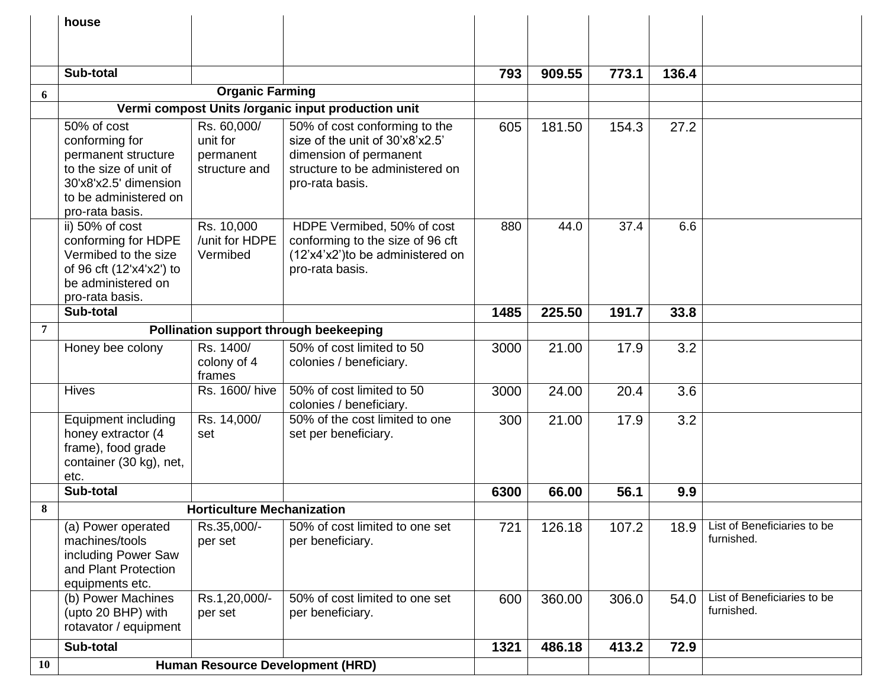| | | | | | | | | |
|---|---|---|---|---|---|---|---|---|
| | house | | | | | | | |
| | **Sub-total** | | | **793** | **909.55** | **773.1** | **136.4** | |
| **6** | **Organic Farming** | | | | | | | |
| | **Vermi compost Units /organic input production unit** | | | | | | | |
| | 50% of cost conforming for permanent structure to the size of unit of 30'x8'x2.5' dimension to be administered on pro-rata basis. | Rs. 60,000/ unit for permanent structure and | 50% of cost conforming to the size of the unit of 30'x8'x2.5' dimension of permanent structure to be administered on pro-rata basis. | 605 | 181.50 | 154.3 | 27.2 | |
| | ii) 50% of cost conforming for HDPE Vermibed to the size of 96 cft (12'x4'x2') to be administered on pro-rata basis. | Rs. 10,000 /unit for HDPE Vermibed | HDPE Vermibed, 50% of cost conforming to the size of 96 cft (12'x4'x2')to be administered on pro-rata basis. | 880 | 44.0 | 37.4 | 6.6 | |
| | **Sub-total** | | | **1485** | **225.50** | **191.7** | **33.8** | |
| **7** | **Pollination support through beekeeping** | | | | | | | |
| | Honey bee colony | Rs. 1400/ colony of 4 frames | 50% of cost limited to 50 colonies / beneficiary. | 3000 | 21.00 | 17.9 | 3.2 | |
| | Hives | Rs. 1600/ hive | 50% of cost limited to 50 colonies / beneficiary. | 3000 | 24.00 | 20.4 | 3.6 | |
| | Equipment including honey extractor (4 frame), food grade container (30 kg), net, etc. | Rs. 14,000/ set | 50% of the cost limited to one set per beneficiary. | 300 | 21.00 | 17.9 | 3.2 | |
| | **Sub-total** | | | **6300** | **66.00** | **56.1** | **9.9** | |
| **8** | **Horticulture Mechanization** | | | | | | | |
| | (a) Power operated machines/tools including Power Saw and Plant Protection equipments etc. | Rs.35,000/- per set | 50% of cost limited to one set per beneficiary. | 721 | 126.18 | 107.2 | 18.9 | List of Beneficiaries to be furnished. |
| | (b) Power Machines (upto 20 BHP) with rotavator / equipment | Rs.1,20,000/- per set | 50% of cost limited to one set per beneficiary. | 600 | 360.00 | 306.0 | 54.0 | List of Beneficiaries to be furnished. |
| | **Sub-total** | | | **1321** | **486.18** | **413.2** | **72.9** | |
| **10** | **Human Resource Development (HRD)** | | | | | | | |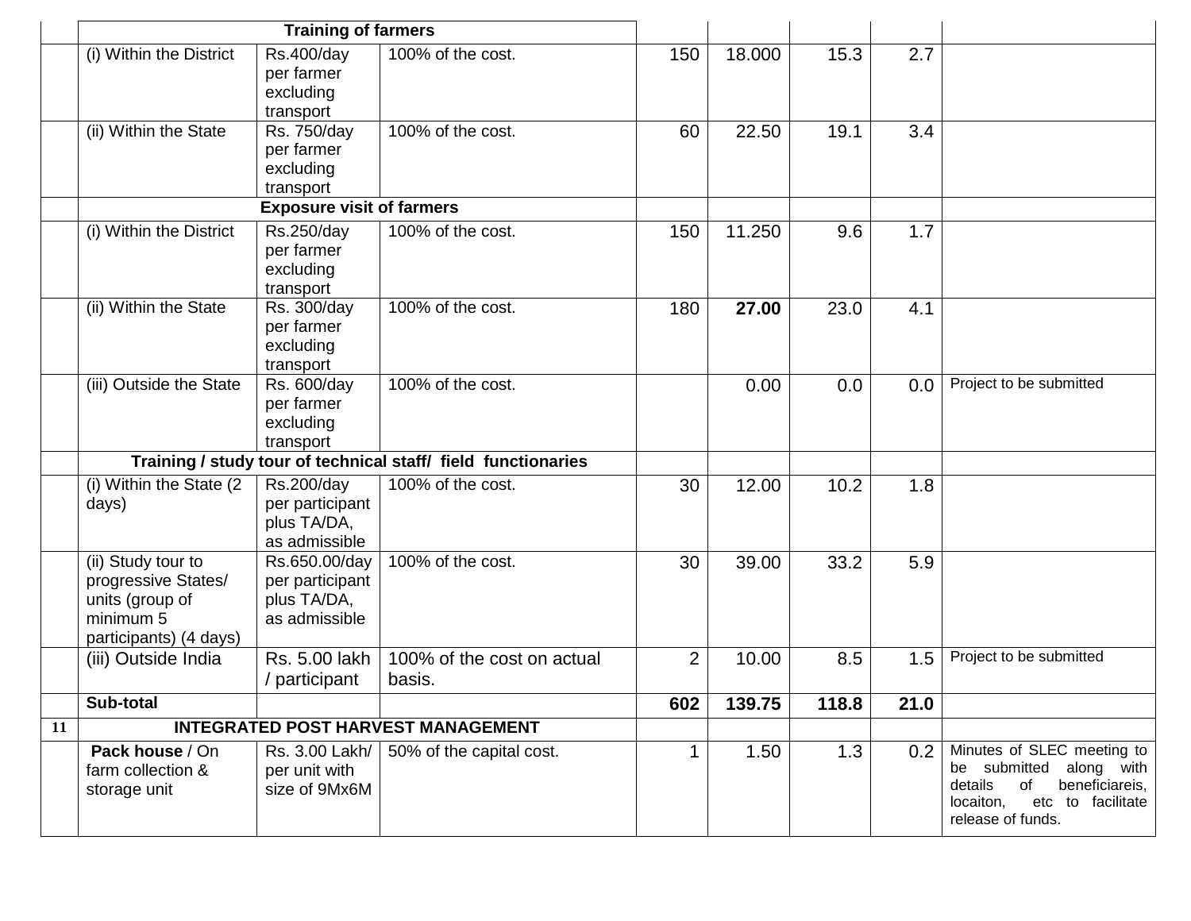| | | | | | | | | |
|---|---|---|---|---|---|---|---|---|
| | **Training of farmers** | | | | | | | |
| | (i) Within the District | Rs.400/day per farmer excluding transport | 100% of the cost. | 150 | 18.000 | 15.3 | 2.7 | |
| | (ii) Within the State | Rs. 750/day per farmer excluding transport | 100% of the cost. | 60 | 22.50 | 19.1 | 3.4 | |
| | **Exposure visit of farmers** | | | | | | | |
| | (i) Within the District | Rs.250/day per farmer excluding transport | 100% of the cost. | 150 | 11.250 | 9.6 | 1.7 | |
| | (ii) Within the State | Rs. 300/day per farmer excluding transport | 100% of the cost. | 180 | **27.00** | 23.0 | 4.1 | |
| | (iii) Outside the State | Rs. 600/day per farmer excluding transport | 100% of the cost. | | 0.00 | 0.0 | 0.0 | Project to be submitted |
| | **Training / study tour of technical staff/ field functionaries** | | | | | | | |
| | (i) Within the State (2 days) | Rs.200/day per participant plus TA/DA, as admissible | 100% of the cost. | 30 | 12.00 | 10.2 | 1.8 | |
| | (ii) Study tour to progressive States/ units (group of minimum 5 participants) (4 days) | Rs.650.00/day per participant plus TA/DA, as admissible | 100% of the cost. | 30 | 39.00 | 33.2 | 5.9 | |
| | (iii) Outside India | Rs. 5.00 lakh / participant | 100% of the cost on actual basis. | 2 | 10.00 | 8.5 | 1.5 | Project to be submitted |
| | **Sub-total** | | | **602** | **139.75** | **118.8** | **21.0** | |
| **11** | **INTEGRATED POST HARVEST MANAGEMENT** | | | | | | | |
| | **Pack house** / On farm collection & storage unit | Rs. 3.00 Lakh/ per unit with size of 9Mx6M | 50% of the capital cost. | 1 | 1.50 | 1.3 | 0.2 | Minutes of SLEC meeting to be submitted along with details of beneficiareis, locaiton, etc to facilitate release of funds. |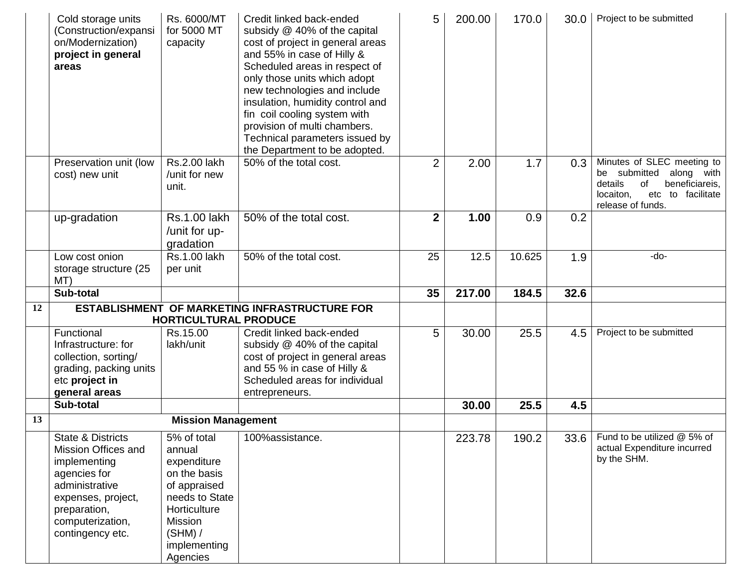|  |  |  |  |  |  |  |  |  |
|---|---|---|---|---|---|---|---|---|
|  | Cold storage units (Construction/expansion/Modernization) **project in general areas** | Rs. 6000/MT for 5000 MT capacity | Credit linked back-ended subsidy @ 40% of the capital cost of project in general areas and 55% in case of Hilly & Scheduled areas in respect of only those units which adopt new technologies and include insulation, humidity control and fin coil cooling system with provision of multi chambers. Technical parameters issued by the Department to be adopted. | 5 | 200.00 | 170.0 | 30.0 | Project to be submitted |
|  | Preservation unit (low cost) new unit | Rs.2.00 lakh /unit for new unit. | 50% of the total cost. | 2 | 2.00 | 1.7 | 0.3 | Minutes of SLEC meeting to be submitted along with details of beneficiareis, locaiton, etc to facilitate release of funds. |
|  | up-gradation | Rs.1.00 lakh /unit for up-gradation | 50% of the total cost. | **2** | **1.00** | 0.9 | 0.2 |  |
|  | Low cost onion storage structure (25 MT) | Rs.1.00 lakh per unit | 50% of the total cost. | 25 | 12.5 | 10.625 | 1.9 | -do- |
|  | **Sub-total** |  |  | **35** | **217.00** | **184.5** | **32.6** |  |
| **12** | **ESTABLISHMENT OF MARKETING INFRASTRUCTURE FOR HORTICULTURAL PRODUCE** |  |  |  |  |  |  |  |
|  | Functional Infrastructure: for collection, sorting/ grading, packing units etc **project in general areas** | Rs.15.00 lakh/unit | Credit linked back-ended subsidy @ 40% of the capital cost of project in general areas and 55 % in case of Hilly & Scheduled areas for individual entrepreneurs. | 5 | 30.00 | 25.5 | 4.5 | Project to be submitted |
|  | **Sub-total** |  |  |  | **30.00** | **25.5** | **4.5** |  |
| **13** | **Mission Management** |  |  |  |  |  |  |  |
|  | State & Districts Mission Offices and implementing agencies for administrative expenses, project, preparation, computerization, contingency etc. | 5% of total annual expenditure on the basis of appraised needs to State Horticulture Mission (SHM) / implementing Agencies | 100%assistance. |  | 223.78 | 190.2 | 33.6 | Fund to be utilized @ 5% of actual Expenditure incurred by the SHM. |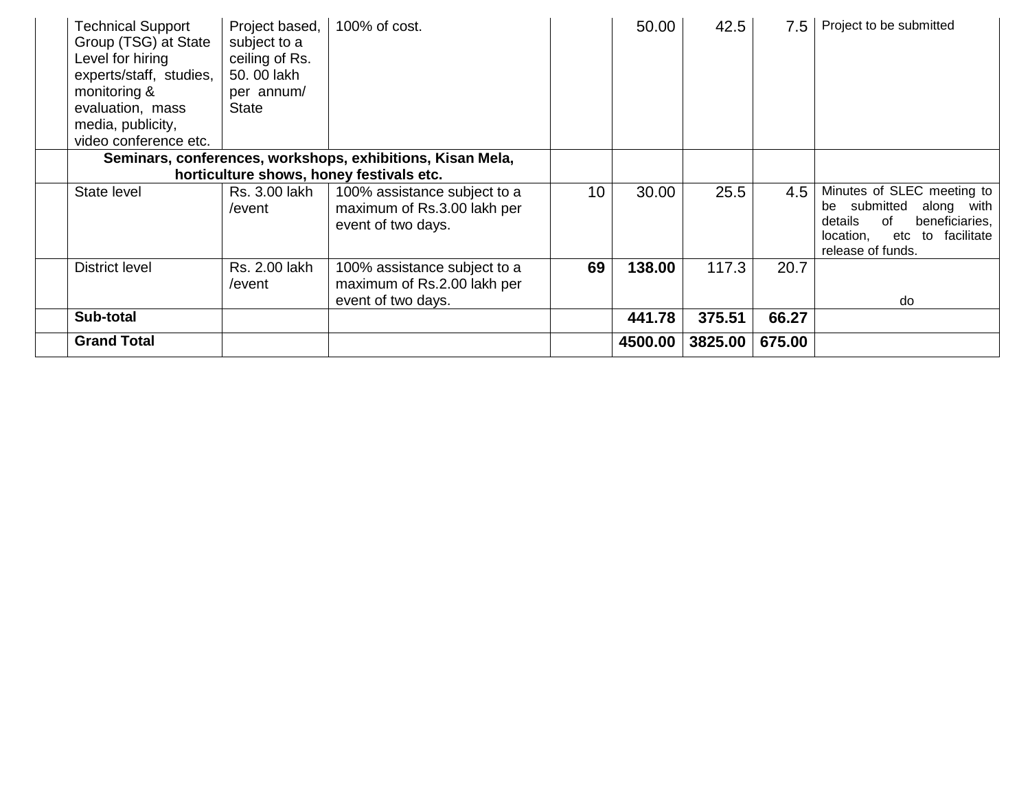| | | | | | | | | |
|---|---|---|---|---|---|---|---|---|
| | Technical Support Group (TSG) at State Level for hiring experts/staff, studies, monitoring & evaluation, mass media, publicity, video conference etc. | Project based, subject to a ceiling of Rs. 50. 00 lakh per annum/ State | 100% of cost. | | 50.00 | 42.5 | 7.5 | Project to be submitted |
| | **Seminars, conferences, workshops, exhibitions, Kisan Mela, horticulture shows, honey festivals etc.** | | | | | | | |
| | State level | Rs. 3.00 lakh /event | 100% assistance subject to a maximum of Rs.3.00 lakh per event of two days. | 10 | 30.00 | 25.5 | 4.5 | Minutes of SLEC meeting to be submitted along with details of beneficiaries, location, etc to facilitate release of funds. |
| | District level | Rs. 2.00 lakh /event | 100% assistance subject to a maximum of Rs.2.00 lakh per event of two days. | **69** | **138.00** | 117.3 | 20.7 | do |
| | **Sub-total** | | | | **441.78** | **375.51** | **66.27** | |
| | **Grand Total** | | | | **4500.00** | **3825.00** | **675.00** | |